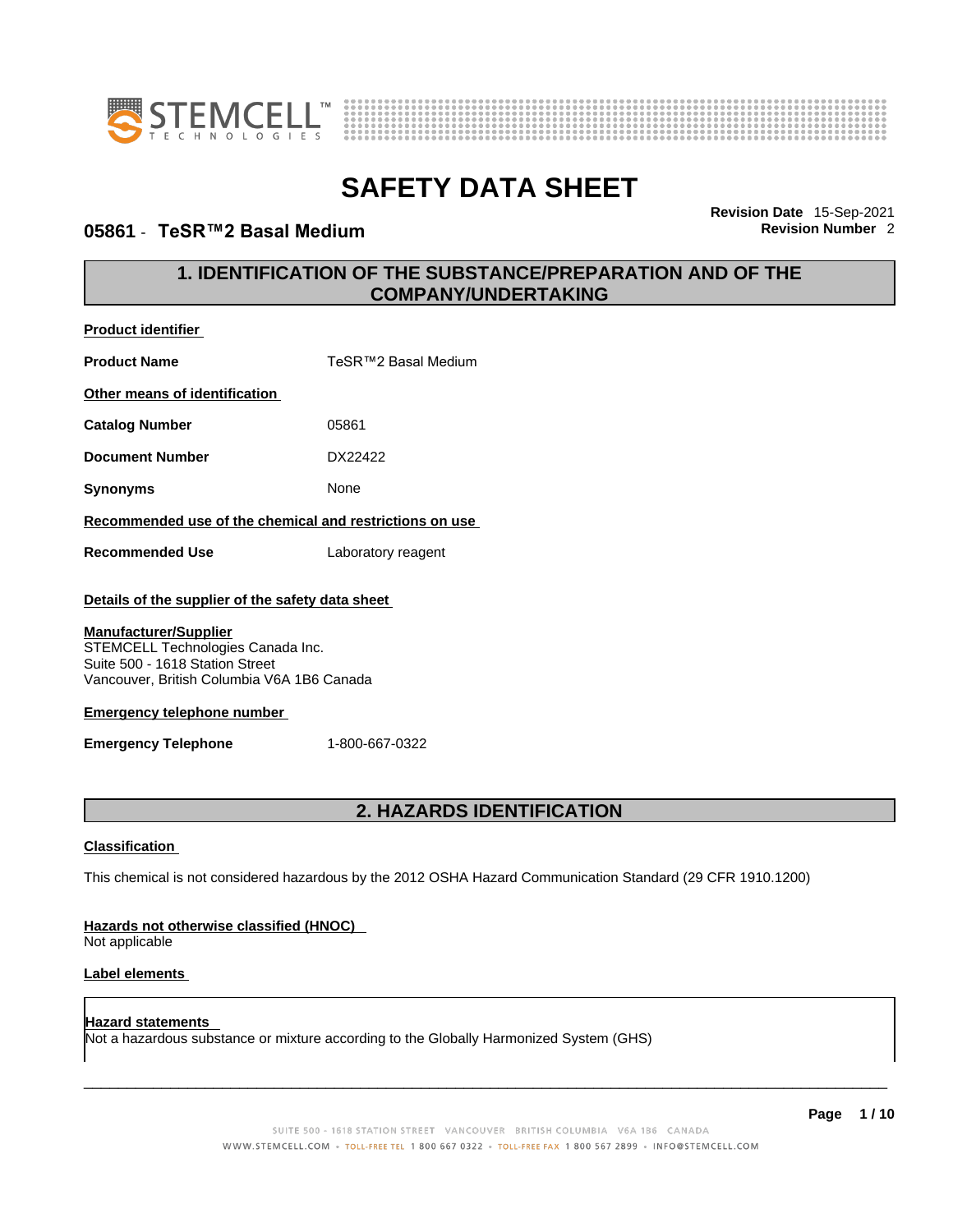# SAFETY DATA SHEET

**05861 - TeSR™2 Basal Medium**

**Revision Date** 15-Sep-2021
**Revision Number** 2

## 1. IDENTIFICATION OF THE SUBSTANCE/PREPARATION AND OF THE COMPANY/UNDERTAKING

**Product identifier**

| | |
|---|---|
| **Product Name** | TeSR™2 Basal Medium |

**Other means of identification**

| | |
|---|---|
| **Catalog Number** | 05861 |
| **Document Number** | DX22422 |
| **Synonyms** | None |

**Recommended use of the chemical and restrictions on use**

| | |
|---|---|
| **Recommended Use** | Laboratory reagent |

**Details of the supplier of the safety data sheet**

**Manufacturer/Supplier**
STEMCELL Technologies Canada Inc.
Suite 500 - 1618 Station Street
Vancouver, British Columbia V6A 1B6 Canada

**Emergency telephone number**

| | |
|---|---|
| **Emergency Telephone** | 1-800-667-0322 |

## 2. HAZARDS IDENTIFICATION

**Classification**

This chemical is not considered hazardous by the 2012 OSHA Hazard Communication Standard (29 CFR 1910.1200)

**Hazards not otherwise classified (HNOC)**
Not applicable

**Label elements**

**Hazard statements**
Not a hazardous substance or mixture according to the Globally Harmonized System (GHS)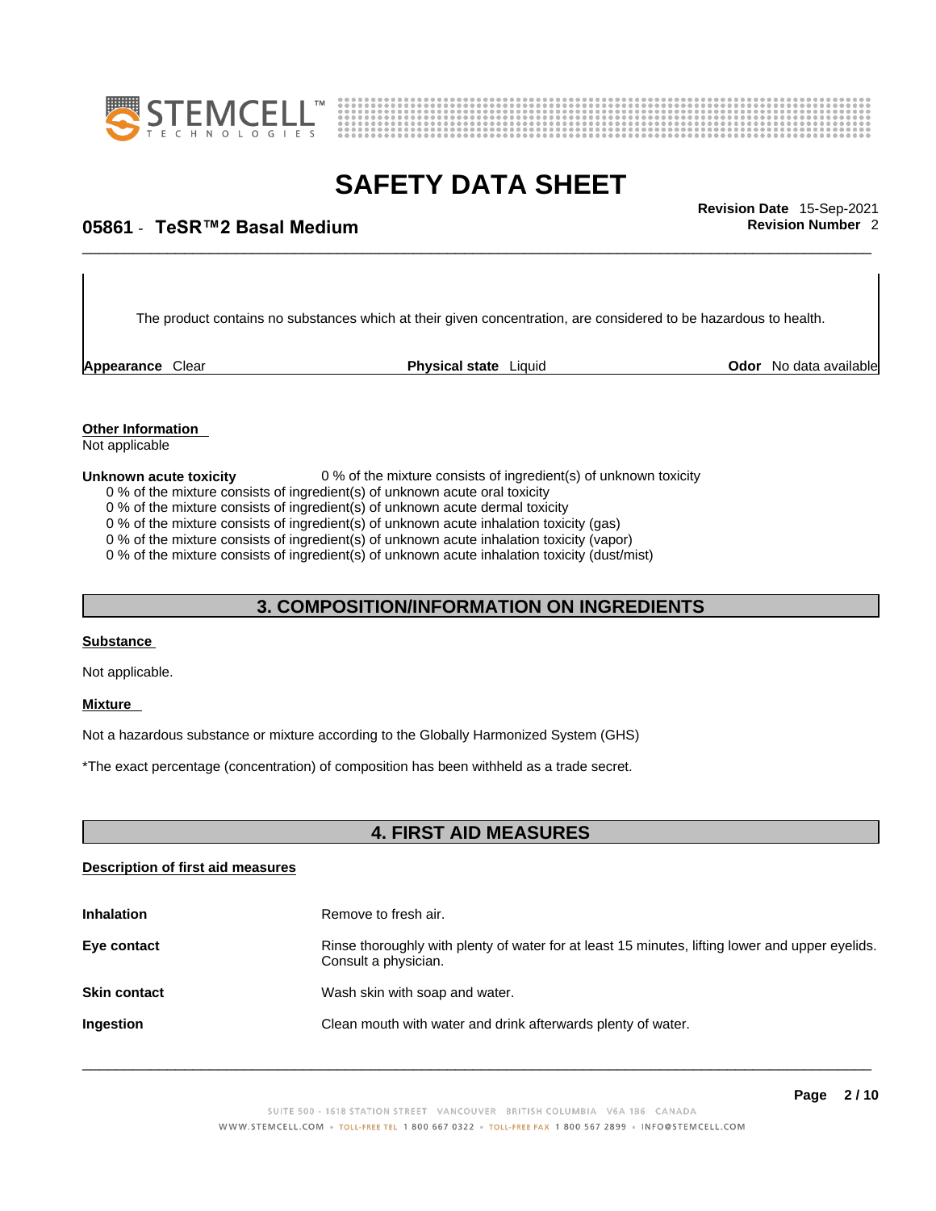The product contains no substances which at their given concentration, are considered to be hazardous to health.

| **Appearance** Clear | **Physical state** Liquid | **Odor** No data available |
|---|---|---|

**Other Information**
Not applicable

**Unknown acute toxicity** 0 % of the mixture consists of ingredient(s) of unknown toxicity

0 % of the mixture consists of ingredient(s) of unknown acute oral toxicity
0 % of the mixture consists of ingredient(s) of unknown acute dermal toxicity
0 % of the mixture consists of ingredient(s) of unknown acute inhalation toxicity (gas)
0 % of the mixture consists of ingredient(s) of unknown acute inhalation toxicity (vapor)
0 % of the mixture consists of ingredient(s) of unknown acute inhalation toxicity (dust/mist)

## 3. COMPOSITION/INFORMATION ON INGREDIENTS

**Substance**

Not applicable.

**Mixture**

Not a hazardous substance or mixture according to the Globally Harmonized System (GHS)

*The exact percentage (concentration) of composition has been withheld as a trade secret.

## 4. FIRST AID MEASURES

**Description of first aid measures**

| | |
|---|---|
| **Inhalation** | Remove to fresh air. |
| **Eye contact** | Rinse thoroughly with plenty of water for at least 15 minutes, lifting lower and upper eyelids. Consult a physician. |
| **Skin contact** | Wash skin with soap and water. |
| **Ingestion** | Clean mouth with water and drink afterwards plenty of water. |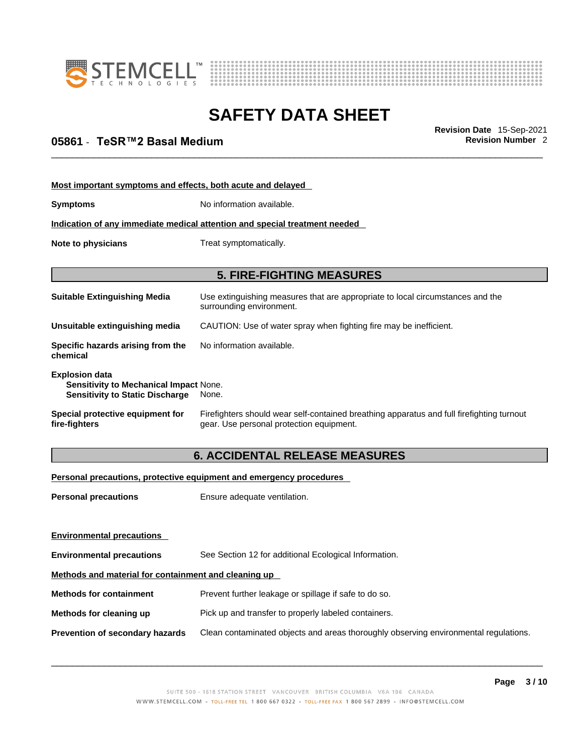**Most important symptoms and effects, both acute and delayed**

**Symptoms** No information available.

**Indication of any immediate medical attention and special treatment needed**

**Note to physicians** Treat symptomatically.

## 5. FIRE-FIGHTING MEASURES

**Suitable Extinguishing Media** Use extinguishing measures that are appropriate to local circumstances and the surrounding environment.

**Unsuitable extinguishing media** CAUTION: Use of water spray when fighting fire may be inefficient.

**Specific hazards arising from the chemical** No information available.

**Explosion data**
- **Sensitivity to Mechanical Impact** None.
- **Sensitivity to Static Discharge** None.

**Special protective equipment for fire-fighters** Firefighters should wear self-contained breathing apparatus and full firefighting turnout gear. Use personal protection equipment.

## 6. ACCIDENTAL RELEASE MEASURES

**Personal precautions, protective equipment and emergency procedures**

**Personal precautions** Ensure adequate ventilation.

**Environmental precautions**

**Environmental precautions** See Section 12 for additional Ecological Information.

**Methods and material for containment and cleaning up**

**Methods for containment** Prevent further leakage or spillage if safe to do so.

**Methods for cleaning up** Pick up and transfer to properly labeled containers.

**Prevention of secondary hazards** Clean contaminated objects and areas thoroughly observing environmental regulations.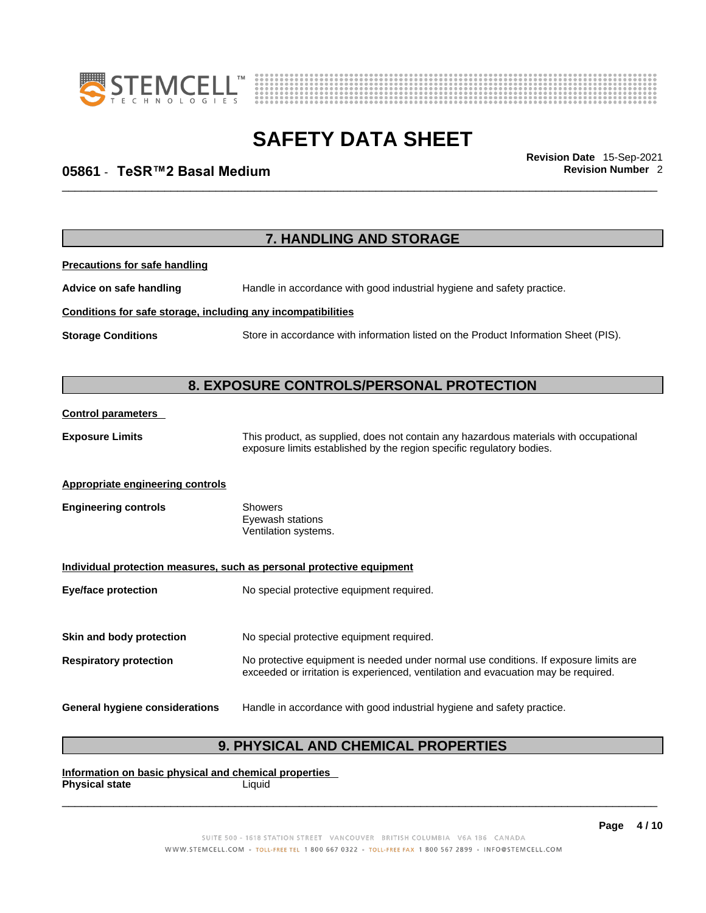## 7. HANDLING AND STORAGE

**Precautions for safe handling**

**Advice on safe handling** Handle in accordance with good industrial hygiene and safety practice.

**Conditions for safe storage, including any incompatibilities**

**Storage Conditions** Store in accordance with information listed on the Product Information Sheet (PIS).

## 8. EXPOSURE CONTROLS/PERSONAL PROTECTION

**Control parameters**

**Exposure Limits** This product, as supplied, does not contain any hazardous materials with occupational exposure limits established by the region specific regulatory bodies.

**Appropriate engineering controls**

**Engineering controls** Showers
Eyewash stations
Ventilation systems.

**Individual protection measures, such as personal protective equipment**

**Eye/face protection** No special protective equipment required.

**Skin and body protection** No special protective equipment required.

**Respiratory protection** No protective equipment is needed under normal use conditions. If exposure limits are exceeded or irritation is experienced, ventilation and evacuation may be required.

**General hygiene considerations** Handle in accordance with good industrial hygiene and safety practice.

## 9. PHYSICAL AND CHEMICAL PROPERTIES

**Information on basic physical and chemical properties**

**Physical state** Liquid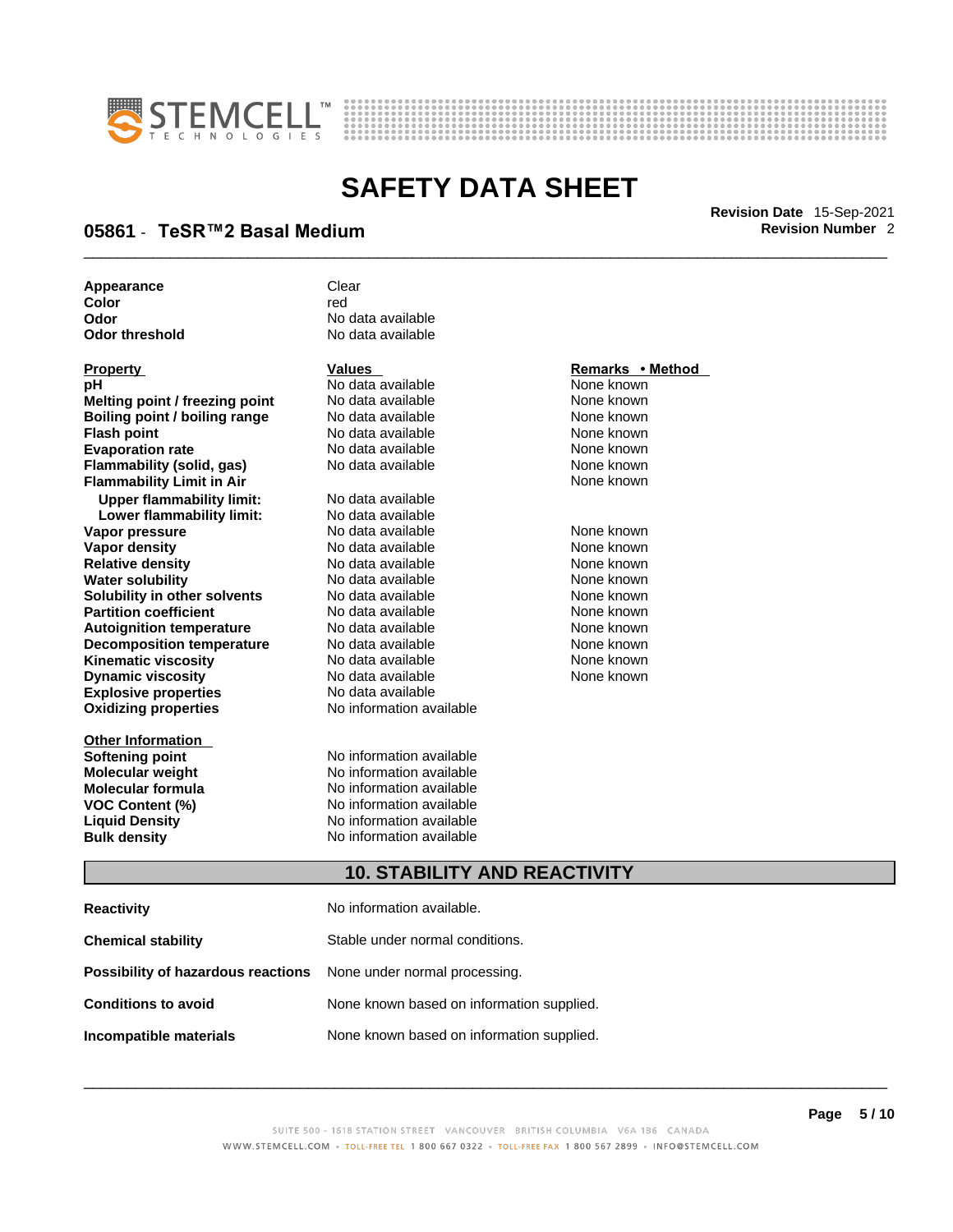| | |
|---|---|
| **Appearance** | Clear |
| **Color** | red |
| **Odor** | No data available |
| **Odor threshold** | No data available |

| **Property** | **Values** | **Remarks • Method** |
|---|---|---|
| **pH** | No data available | None known |
| **Melting point / freezing point** | No data available | None known |
| **Boiling point / boiling range** | No data available | None known |
| **Flash point** | No data available | None known |
| **Evaporation rate** | No data available | None known |
| **Flammability (solid, gas)** | No data available | None known |
| **Flammability Limit in Air** | | None known |
| **Upper flammability limit:** | No data available | |
| **Lower flammability limit:** | No data available | |
| **Vapor pressure** | No data available | None known |
| **Vapor density** | No data available | None known |
| **Relative density** | No data available | None known |
| **Water solubility** | No data available | None known |
| **Solubility in other solvents** | No data available | None known |
| **Partition coefficient** | No data available | None known |
| **Autoignition temperature** | No data available | None known |
| **Decomposition temperature** | No data available | None known |
| **Kinematic viscosity** | No data available | None known |
| **Dynamic viscosity** | No data available | None known |
| **Explosive properties** | No data available | |
| **Oxidizing properties** | No information available | |

| **Other Information** | |
|---|---|
| **Softening point** | No information available |
| **Molecular weight** | No information available |
| **Molecular formula** | No information available |
| **VOC Content (%)** | No information available |
| **Liquid Density** | No information available |
| **Bulk density** | No information available |

## 10. STABILITY AND REACTIVITY

| | |
|---|---|
| **Reactivity** | No information available. |
| **Chemical stability** | Stable under normal conditions. |
| **Possibility of hazardous reactions** | None under normal processing. |
| **Conditions to avoid** | None known based on information supplied. |
| **Incompatible materials** | None known based on information supplied. |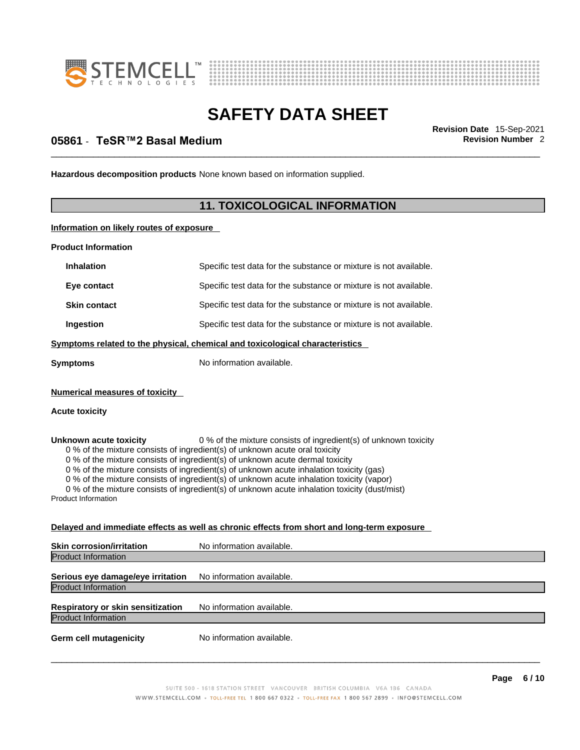**Hazardous decomposition products** None known based on information supplied.

## 11. TOXICOLOGICAL INFORMATION

**Information on likely routes of exposure**

**Product Information**

| | |
|---|---|
| **Inhalation** | Specific test data for the substance or mixture is not available. |
| **Eye contact** | Specific test data for the substance or mixture is not available. |
| **Skin contact** | Specific test data for the substance or mixture is not available. |
| **Ingestion** | Specific test data for the substance or mixture is not available. |

**Symptoms related to the physical, chemical and toxicological characteristics**

**Symptoms** No information available.

**Numerical measures of toxicity**

**Acute toxicity**

**Unknown acute toxicity** 0 % of the mixture consists of ingredient(s) of unknown toxicity

0 % of the mixture consists of ingredient(s) of unknown acute oral toxicity
0 % of the mixture consists of ingredient(s) of unknown acute dermal toxicity
0 % of the mixture consists of ingredient(s) of unknown acute inhalation toxicity (gas)
0 % of the mixture consists of ingredient(s) of unknown acute inhalation toxicity (vapor)
0 % of the mixture consists of ingredient(s) of unknown acute inhalation toxicity (dust/mist)

Product Information

**Delayed and immediate effects as well as chronic effects from short and long-term exposure**

**Skin corrosion/irritation** No information available.

Product Information

**Serious eye damage/eye irritation** No information available.

Product Information

**Respiratory or skin sensitization** No information available.

Product Information

**Germ cell mutagenicity** No information available.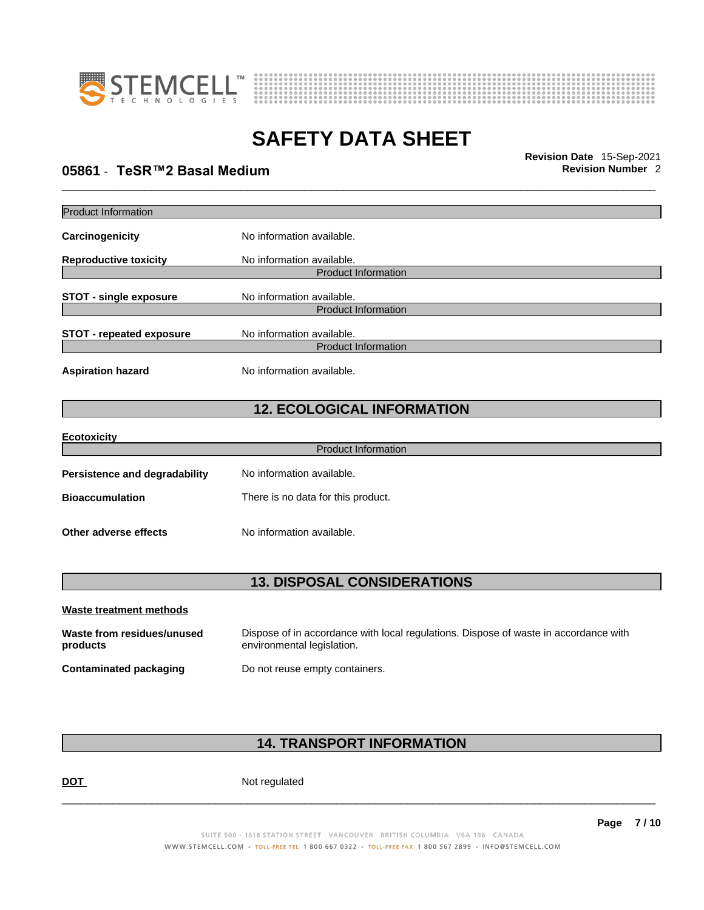Product Information

**Carcinogenicity** No information available.

**Reproductive toxicity** No information available.

Product Information

**STOT - single exposure** No information available.

Product Information

**STOT - repeated exposure** No information available.

Product Information

**Aspiration hazard** No information available.

## 12. ECOLOGICAL INFORMATION

**Ecotoxicity**

Product Information

**Persistence and degradability** No information available.

**Bioaccumulation** There is no data for this product.

**Other adverse effects** No information available.

## 13. DISPOSAL CONSIDERATIONS

**Waste treatment methods**

**Waste from residues/unused products** Dispose of in accordance with local regulations. Dispose of waste in accordance with environmental legislation.

**Contaminated packaging** Do not reuse empty containers.

## 14. TRANSPORT INFORMATION

**DOT** Not regulated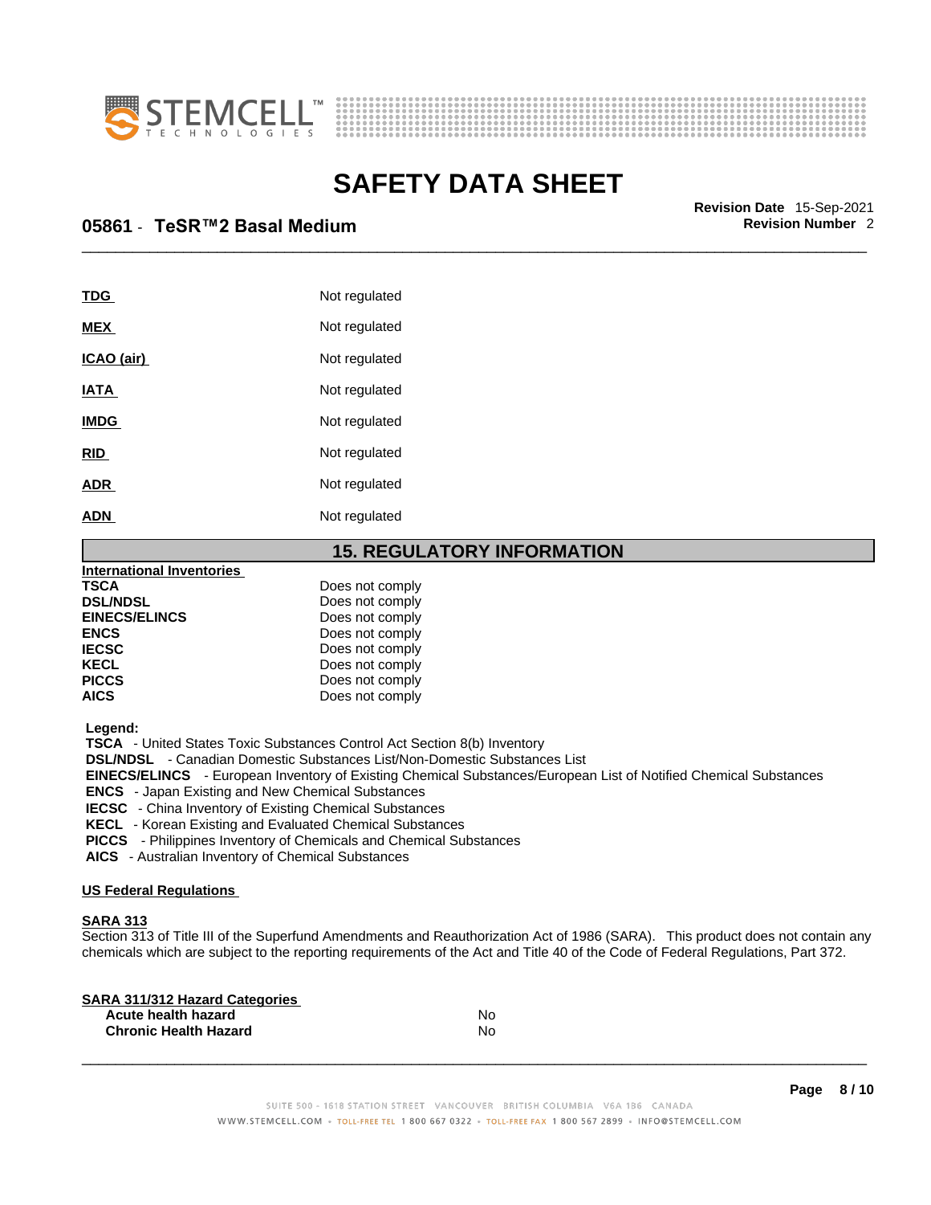| | |
|---|---|
| **TDG** | Not regulated |
| **MEX** | Not regulated |
| **ICAO (air)** | Not regulated |
| **IATA** | Not regulated |
| **IMDG** | Not regulated |
| **RID** | Not regulated |
| **ADR** | Not regulated |
| **ADN** | Not regulated |

## 15. REGULATORY INFORMATION

**International Inventories**

| | |
|---|---|
| **TSCA** | Does not comply |
| **DSL/NDSL** | Does not comply |
| **EINECS/ELINCS** | Does not comply |
| **ENCS** | Does not comply |
| **IECSC** | Does not comply |
| **KECL** | Does not comply |
| **PICCS** | Does not comply |
| **AICS** | Does not comply |

**Legend:**

**TSCA** - United States Toxic Substances Control Act Section 8(b) Inventory
**DSL/NDSL** - Canadian Domestic Substances List/Non-Domestic Substances List
**EINECS/ELINCS** - European Inventory of Existing Chemical Substances/European List of Notified Chemical Substances
**ENCS** - Japan Existing and New Chemical Substances
**IECSC** - China Inventory of Existing Chemical Substances
**KECL** - Korean Existing and Evaluated Chemical Substances
**PICCS** - Philippines Inventory of Chemicals and Chemical Substances
**AICS** - Australian Inventory of Chemical Substances

**US Federal Regulations**

**SARA 313**

Section 313 of Title III of the Superfund Amendments and Reauthorization Act of 1986 (SARA). This product does not contain any chemicals which are subject to the reporting requirements of the Act and Title 40 of the Code of Federal Regulations, Part 372.

**SARA 311/312 Hazard Categories**

| | |
|---|---|
| **Acute health hazard** | No |
| **Chronic Health Hazard** | No |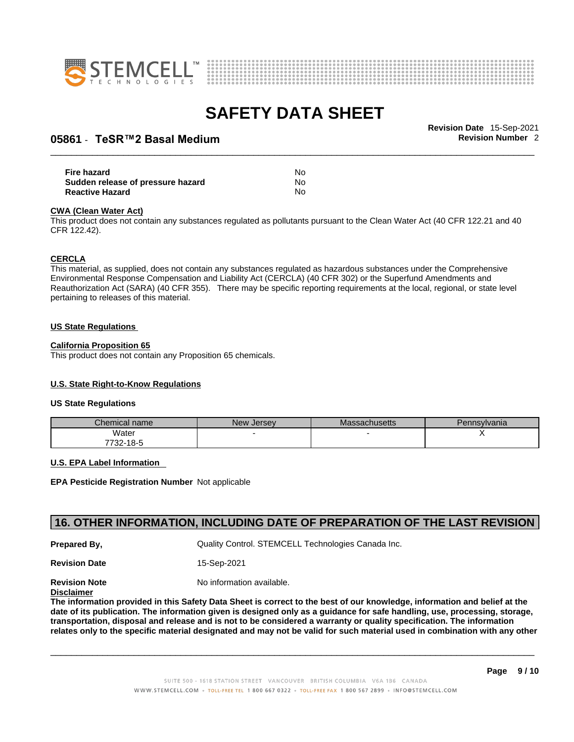| | |
|---|---|
| **Fire hazard** | No |
| **Sudden release of pressure hazard** | No |
| **Reactive Hazard** | No |

**CWA (Clean Water Act)**

This product does not contain any substances regulated as pollutants pursuant to the Clean Water Act (40 CFR 122.21 and 40 CFR 122.42).

**CERCLA**

This material, as supplied, does not contain any substances regulated as hazardous substances under the Comprehensive Environmental Response Compensation and Liability Act (CERCLA) (40 CFR 302) or the Superfund Amendments and Reauthorization Act (SARA) (40 CFR 355). There may be specific reporting requirements at the local, regional, or state level pertaining to releases of this material.

**US State Regulations**

**California Proposition 65**

This product does not contain any Proposition 65 chemicals.

**U.S. State Right-to-Know Regulations**

**US State Regulations**

| Chemical name | New Jersey | Massachusetts | Pennsylvania |
|---|---|---|---|
| Water 7732-18-5 | - | - | X |

**U.S. EPA Label Information**

**EPA Pesticide Registration Number** Not applicable

## 16. OTHER INFORMATION, INCLUDING DATE OF PREPARATION OF THE LAST REVISION

**Prepared By,** Quality Control. STEMCELL Technologies Canada Inc.

**Revision Date** 15-Sep-2021

**Revision Note** No information available.

**Disclaimer**

**The information provided in this Safety Data Sheet is correct to the best of our knowledge, information and belief at the date of its publication. The information given is designed only as a guidance for safe handling, use, processing, storage, transportation, disposal and release and is not to be considered a warranty or quality specification. The information relates only to the specific material designated and may not be valid for such material used in combination with any other**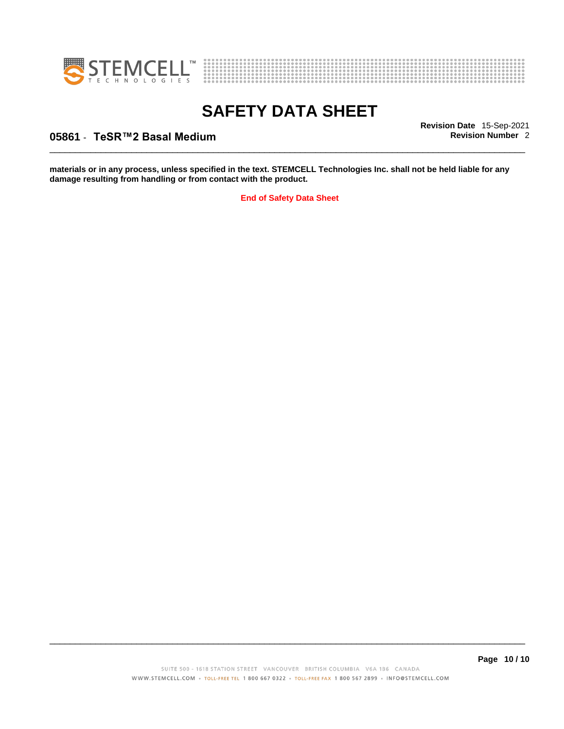**materials or in any process, unless specified in the text. STEMCELL Technologies Inc. shall not be held liable for any damage resulting from handling or from contact with the product.**

**End of Safety Data Sheet**